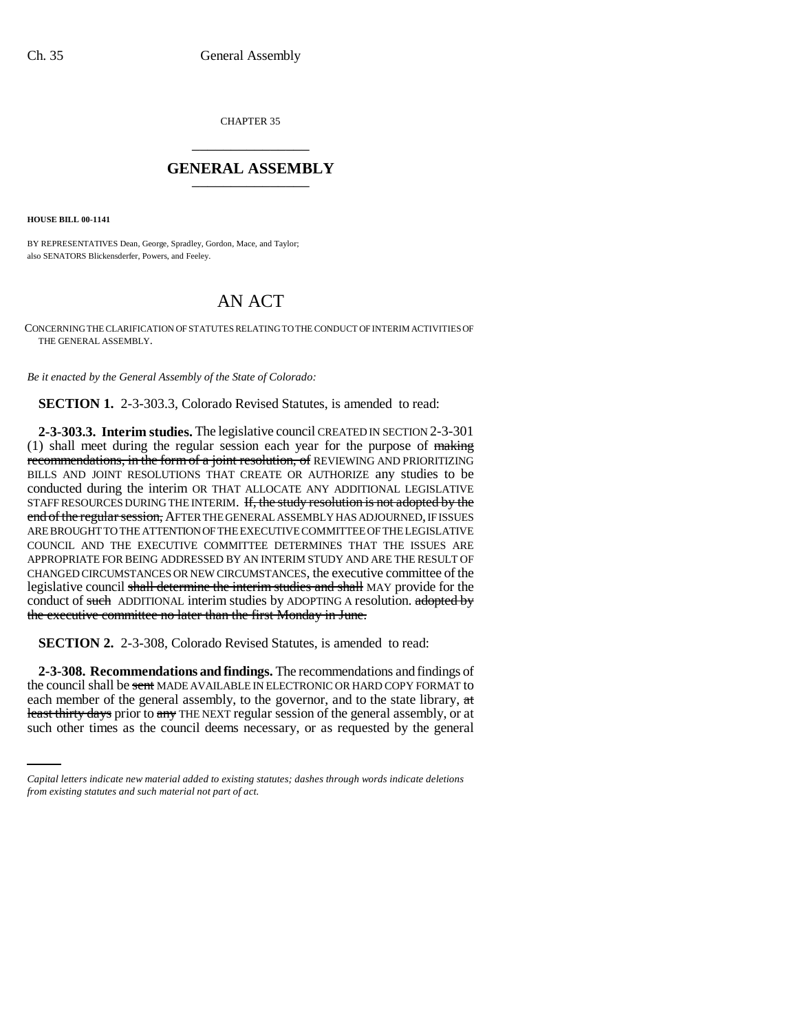CHAPTER 35

## GENERAL ASSEMBLY

**HOUSE BILL 00-1141**

BY REPRESENTATIVES Dean, George, Spradley, Gordon, Mace, and Taylor;
also SENATORS Blickensderfer, Powers, and Feeley.

# AN ACT

CONCERNING THE CLARIFICATION OF STATUTES RELATING TO THE CONDUCT OF INTERIM ACTIVITIES OF THE GENERAL ASSEMBLY.

*Be it enacted by the General Assembly of the State of Colorado:*

**SECTION 1.** 2-3-303.3, Colorado Revised Statutes, is amended to read:

**2-3-303.3. Interim studies.** The legislative council CREATED IN SECTION 2-3-301 (1) shall meet during the regular session each year for the purpose of ~~making recommendations, in the form of a joint resolution, of~~ REVIEWING AND PRIORITIZING BILLS AND JOINT RESOLUTIONS THAT CREATE OR AUTHORIZE any studies to be conducted during the interim OR THAT ALLOCATE ANY ADDITIONAL LEGISLATIVE STAFF RESOURCES DURING THE INTERIM. ~~If, the study resolution is not adopted by the end of the regular session,~~ AFTER THE GENERAL ASSEMBLY HAS ADJOURNED, IF ISSUES ARE BROUGHT TO THE ATTENTION OF THE EXECUTIVE COMMITTEE OF THE LEGISLATIVE COUNCIL AND THE EXECUTIVE COMMITTEE DETERMINES THAT THE ISSUES ARE APPROPRIATE FOR BEING ADDRESSED BY AN INTERIM STUDY AND ARE THE RESULT OF CHANGED CIRCUMSTANCES OR NEW CIRCUMSTANCES, the executive committee of the legislative council ~~shall determine the interim studies and shall~~ MAY provide for the conduct of ~~such~~ ADDITIONAL interim studies by ADOPTING A resolution. ~~adopted by the executive committee no later than the first Monday in June.~~

**SECTION 2.** 2-3-308, Colorado Revised Statutes, is amended to read:

**2-3-308. Recommendations and findings.** The recommendations and findings of the council shall be ~~sent~~ MADE AVAILABLE IN ELECTRONIC OR HARD COPY FORMAT to each member of the general assembly, to the governor, and to the state library, ~~at least thirty days~~ prior to ~~any~~ THE NEXT regular session of the general assembly, or at such other times as the council deems necessary, or as requested by the general

*Capital letters indicate new material added to existing statutes; dashes through words indicate deletions from existing statutes and such material not part of act.*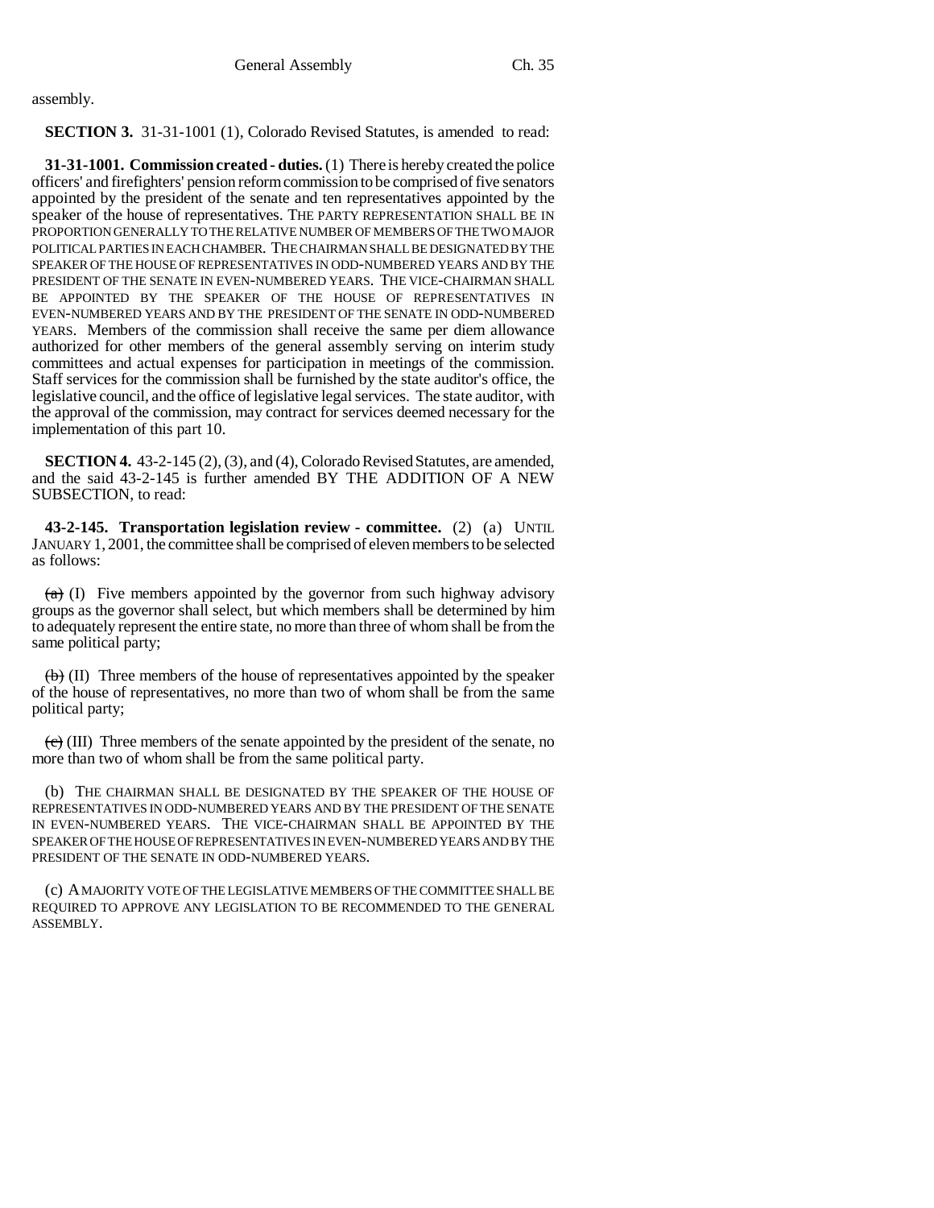assembly.

**SECTION 3.** 31-31-1001 (1), Colorado Revised Statutes, is amended to read:

**31-31-1001. Commission created - duties.** (1) There is hereby created the police officers' and firefighters' pension reform commission to be comprised of five senators appointed by the president of the senate and ten representatives appointed by the speaker of the house of representatives. THE PARTY REPRESENTATION SHALL BE IN PROPORTION GENERALLY TO THE RELATIVE NUMBER OF MEMBERS OF THE TWO MAJOR POLITICAL PARTIES IN EACH CHAMBER. THE CHAIRMAN SHALL BE DESIGNATED BY THE SPEAKER OF THE HOUSE OF REPRESENTATIVES IN ODD-NUMBERED YEARS AND BY THE PRESIDENT OF THE SENATE IN EVEN-NUMBERED YEARS. THE VICE-CHAIRMAN SHALL BE APPOINTED BY THE SPEAKER OF THE HOUSE OF REPRESENTATIVES IN EVEN-NUMBERED YEARS AND BY THE PRESIDENT OF THE SENATE IN ODD-NUMBERED YEARS. Members of the commission shall receive the same per diem allowance authorized for other members of the general assembly serving on interim study committees and actual expenses for participation in meetings of the commission. Staff services for the commission shall be furnished by the state auditor's office, the legislative council, and the office of legislative legal services. The state auditor, with the approval of the commission, may contract for services deemed necessary for the implementation of this part 10.

**SECTION 4.** 43-2-145 (2), (3), and (4), Colorado Revised Statutes, are amended, and the said 43-2-145 is further amended BY THE ADDITION OF A NEW SUBSECTION, to read:

**43-2-145. Transportation legislation review - committee.** (2) (a) UNTIL JANUARY 1, 2001, the committee shall be comprised of eleven members to be selected as follows:

~~(a)~~ (I) Five members appointed by the governor from such highway advisory groups as the governor shall select, but which members shall be determined by him to adequately represent the entire state, no more than three of whom shall be from the same political party;

~~(b)~~ (II) Three members of the house of representatives appointed by the speaker of the house of representatives, no more than two of whom shall be from the same political party;

~~(c)~~ (III) Three members of the senate appointed by the president of the senate, no more than two of whom shall be from the same political party.

(b) THE CHAIRMAN SHALL BE DESIGNATED BY THE SPEAKER OF THE HOUSE OF REPRESENTATIVES IN ODD-NUMBERED YEARS AND BY THE PRESIDENT OF THE SENATE IN EVEN-NUMBERED YEARS. THE VICE-CHAIRMAN SHALL BE APPOINTED BY THE SPEAKER OF THE HOUSE OF REPRESENTATIVES IN EVEN-NUMBERED YEARS AND BY THE PRESIDENT OF THE SENATE IN ODD-NUMBERED YEARS.

(c) A MAJORITY VOTE OF THE LEGISLATIVE MEMBERS OF THE COMMITTEE SHALL BE REQUIRED TO APPROVE ANY LEGISLATION TO BE RECOMMENDED TO THE GENERAL ASSEMBLY.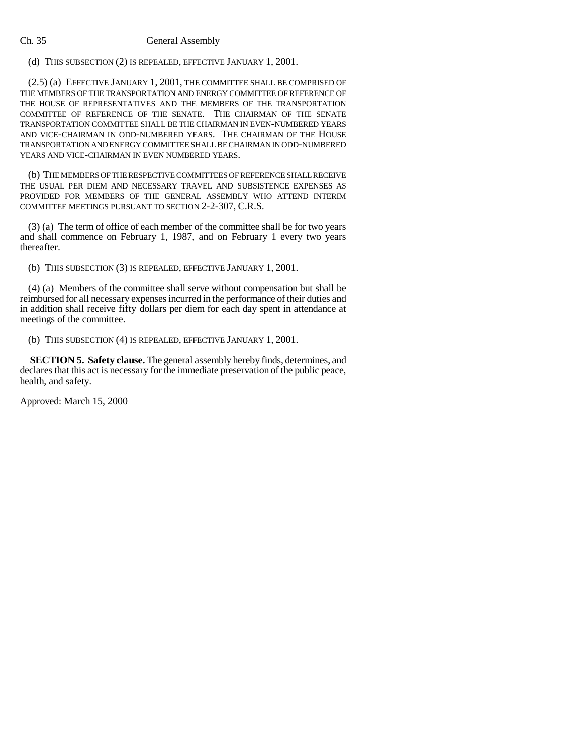(d) THIS SUBSECTION (2) IS REPEALED, EFFECTIVE JANUARY 1, 2001.

(2.5) (a) EFFECTIVE JANUARY 1, 2001, THE COMMITTEE SHALL BE COMPRISED OF THE MEMBERS OF THE TRANSPORTATION AND ENERGY COMMITTEE OF REFERENCE OF THE HOUSE OF REPRESENTATIVES AND THE MEMBERS OF THE TRANSPORTATION COMMITTEE OF REFERENCE OF THE SENATE. THE CHAIRMAN OF THE SENATE TRANSPORTATION COMMITTEE SHALL BE THE CHAIRMAN IN EVEN-NUMBERED YEARS AND VICE-CHAIRMAN IN ODD-NUMBERED YEARS. THE CHAIRMAN OF THE HOUSE TRANSPORTATION AND ENERGY COMMITTEE SHALL BE CHAIRMAN IN ODD-NUMBERED YEARS AND VICE-CHAIRMAN IN EVEN NUMBERED YEARS.

(b) THE MEMBERS OF THE RESPECTIVE COMMITTEES OF REFERENCE SHALL RECEIVE THE USUAL PER DIEM AND NECESSARY TRAVEL AND SUBSISTENCE EXPENSES AS PROVIDED FOR MEMBERS OF THE GENERAL ASSEMBLY WHO ATTEND INTERIM COMMITTEE MEETINGS PURSUANT TO SECTION 2-2-307, C.R.S.

(3) (a) The term of office of each member of the committee shall be for two years and shall commence on February 1, 1987, and on February 1 every two years thereafter.

(b) THIS SUBSECTION (3) IS REPEALED, EFFECTIVE JANUARY 1, 2001.

(4) (a) Members of the committee shall serve without compensation but shall be reimbursed for all necessary expenses incurred in the performance of their duties and in addition shall receive fifty dollars per diem for each day spent in attendance at meetings of the committee.

(b) THIS SUBSECTION (4) IS REPEALED, EFFECTIVE JANUARY 1, 2001.

**SECTION 5. Safety clause.** The general assembly hereby finds, determines, and declares that this act is necessary for the immediate preservation of the public peace, health, and safety.

Approved: March 15, 2000